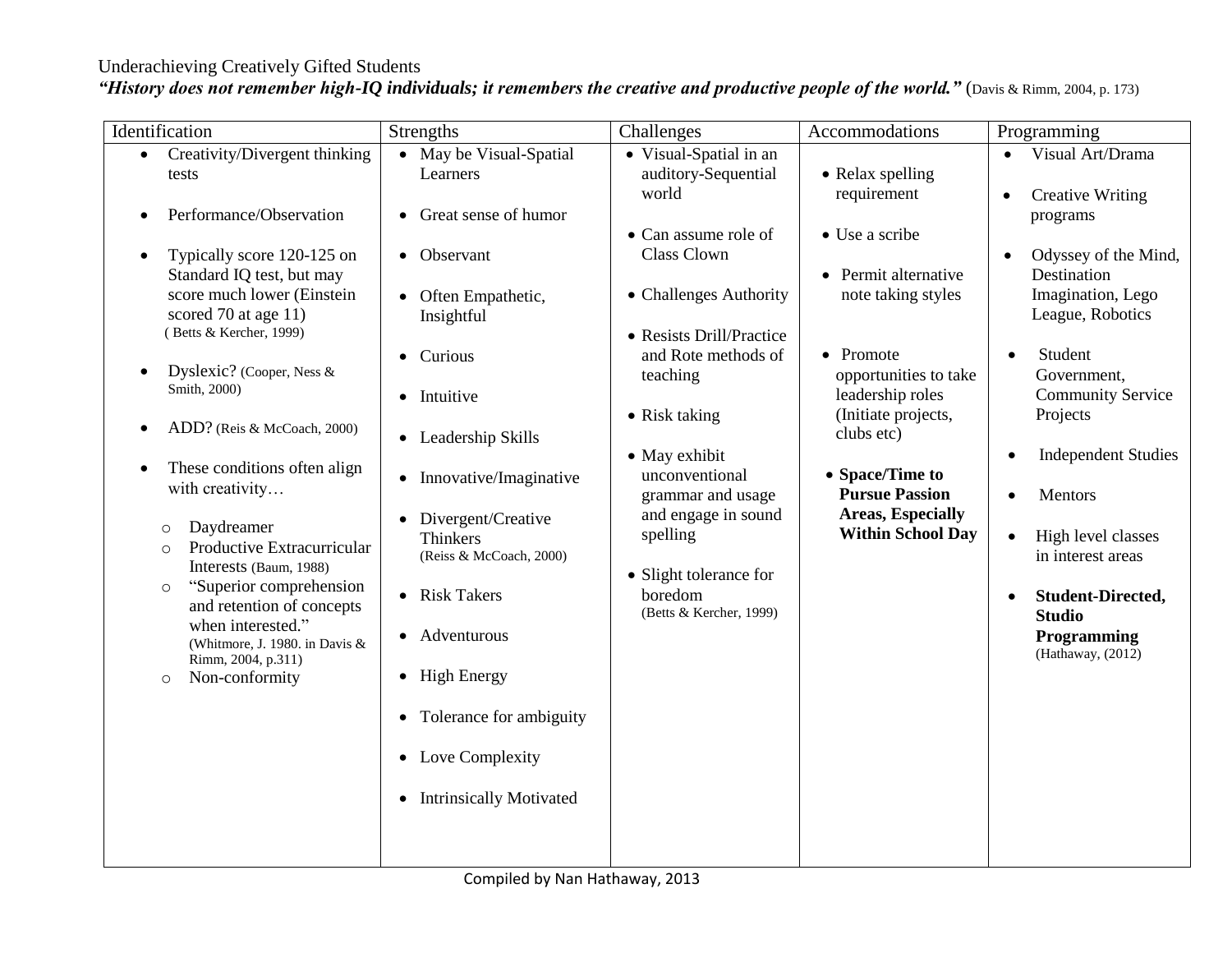# Underachieving Creatively Gifted Students

***"History does not remember high-IQ individuals; it remembers the creative and productive people of the world."*** (Davis & Rimm, 2004, p. 173)

| Identification | Strengths | Challenges | Accommodations | Programming |
|---|---|---|---|---|
| • Creativity/Divergent thinking tests<br><br>• Performance/Observation<br><br>• Typically score 120-125 on Standard IQ test, but may score much lower (Einstein scored 70 at age 11) ( Betts & Kercher, 1999)<br><br>• Dyslexic? (Cooper, Ness & Smith, 2000)<br><br>• ADD? (Reis & McCoach, 2000)<br><br>• These conditions often align with creativity…<br>  ○ Daydreamer<br>  ○ Productive Extracurricular Interests (Baum, 1988)<br>  ○ "Superior comprehension and retention of concepts when interested." (Whitmore, J. 1980. in Davis & Rimm, 2004, p.311)<br>  ○ Non-conformity | • May be Visual-Spatial Learners<br><br>• Great sense of humor<br><br>• Observant<br><br>• Often Empathetic, Insightful<br><br>• Curious<br><br>• Intuitive<br><br>• Leadership Skills<br><br>• Innovative/Imaginative<br><br>• Divergent/Creative Thinkers (Reiss & McCoach, 2000)<br><br>• Risk Takers<br><br>• Adventurous<br><br>• High Energy<br><br>• Tolerance for ambiguity<br><br>• Love Complexity<br><br>• Intrinsically Motivated | • Visual-Spatial in an auditory-Sequential world<br><br>• Can assume role of Class Clown<br><br>• Challenges Authority<br><br>• Resists Drill/Practice and Rote methods of teaching<br><br>• Risk taking<br><br>• May exhibit unconventional grammar and usage and engage in sound spelling<br><br>• Slight tolerance for boredom (Betts & Kercher, 1999) | • Relax spelling requirement<br><br>• Use a scribe<br><br>• Permit alternative note taking styles<br><br>• Promote opportunities to take leadership roles (Initiate projects, clubs etc)<br><br>• **Space/Time to Pursue Passion Areas, Especially Within School Day** | • Visual Art/Drama<br><br>• Creative Writing programs<br><br>• Odyssey of the Mind, Destination Imagination, Lego League, Robotics<br><br>• Student Government, Community Service Projects<br><br>• Independent Studies<br><br>• Mentors<br><br>• High level classes in interest areas<br><br>• **Student-Directed, Studio Programming** (Hathaway, (2012) |

Compiled by Nan Hathaway, 2013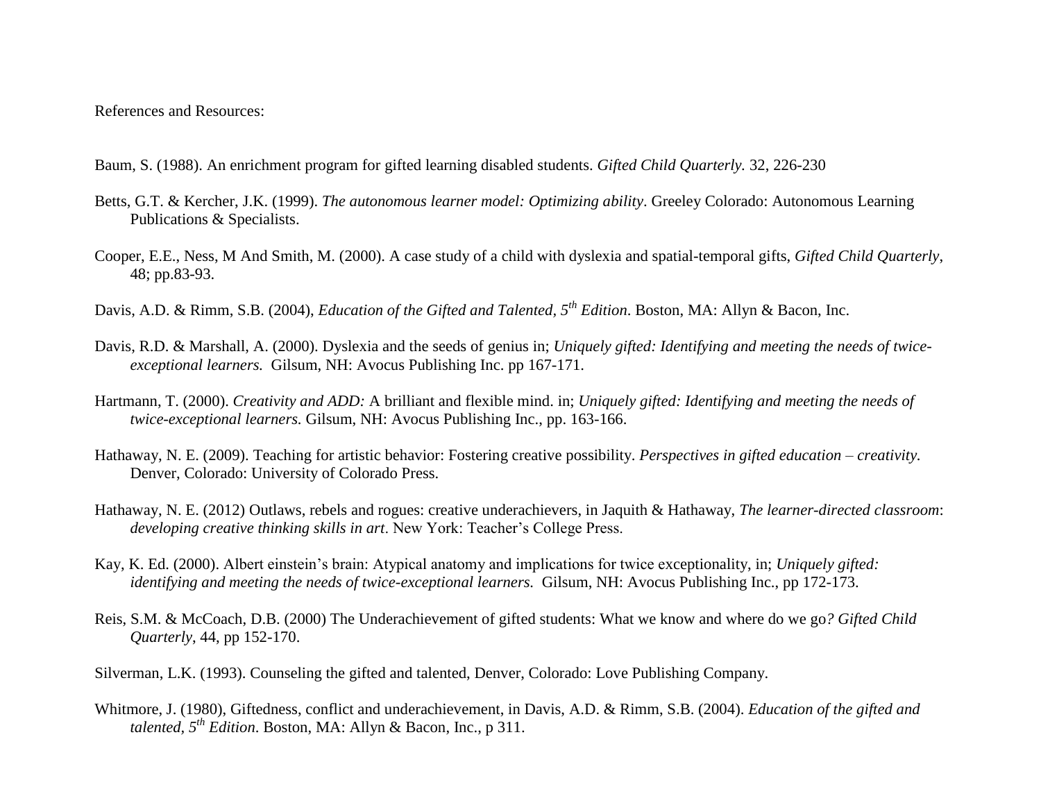References and Resources:

Baum, S. (1988). An enrichment program for gifted learning disabled students. *Gifted Child Quarterly.* 32, 226-230

Betts, G.T. & Kercher, J.K. (1999). *The autonomous learner model: Optimizing ability*. Greeley Colorado: Autonomous Learning Publications & Specialists.

Cooper, E.E., Ness, M And Smith, M. (2000). A case study of a child with dyslexia and spatial-temporal gifts, *Gifted Child Quarterly*, 48; pp.83-93.

Davis, A.D. & Rimm, S.B. (2004), *Education of the Gifted and Talented, 5th Edition*. Boston, MA: Allyn & Bacon, Inc.

Davis, R.D. & Marshall, A. (2000). Dyslexia and the seeds of genius in; *Uniquely gifted: Identifying and meeting the needs of twice-exceptional learners.* Gilsum, NH: Avocus Publishing Inc. pp 167-171.

Hartmann, T. (2000). *Creativity and ADD:* A brilliant and flexible mind. in; *Uniquely gifted: Identifying and meeting the needs of twice-exceptional learners.* Gilsum, NH: Avocus Publishing Inc., pp. 163-166.

Hathaway, N. E. (2009). Teaching for artistic behavior: Fostering creative possibility. *Perspectives in gifted education – creativity.* Denver, Colorado: University of Colorado Press.

Hathaway, N. E. (2012) Outlaws, rebels and rogues: creative underachievers, in Jaquith & Hathaway, *The learner-directed classroom*: *developing creative thinking skills in art*. New York: Teacher's College Press.

Kay, K. Ed. (2000). Albert einstein's brain: Atypical anatomy and implications for twice exceptionality, in; *Uniquely gifted: identifying and meeting the needs of twice-exceptional learners.* Gilsum, NH: Avocus Publishing Inc., pp 172-173.

Reis, S.M. & McCoach, D.B. (2000) The Underachievement of gifted students: What we know and where do we go*? Gifted Child Quarterly*, 44, pp 152-170.

Silverman, L.K. (1993). Counseling the gifted and talented, Denver, Colorado: Love Publishing Company.

Whitmore, J. (1980), Giftedness, conflict and underachievement, in Davis, A.D. & Rimm, S.B. (2004). *Education of the gifted and talented, 5th Edition*. Boston, MA: Allyn & Bacon, Inc., p 311.